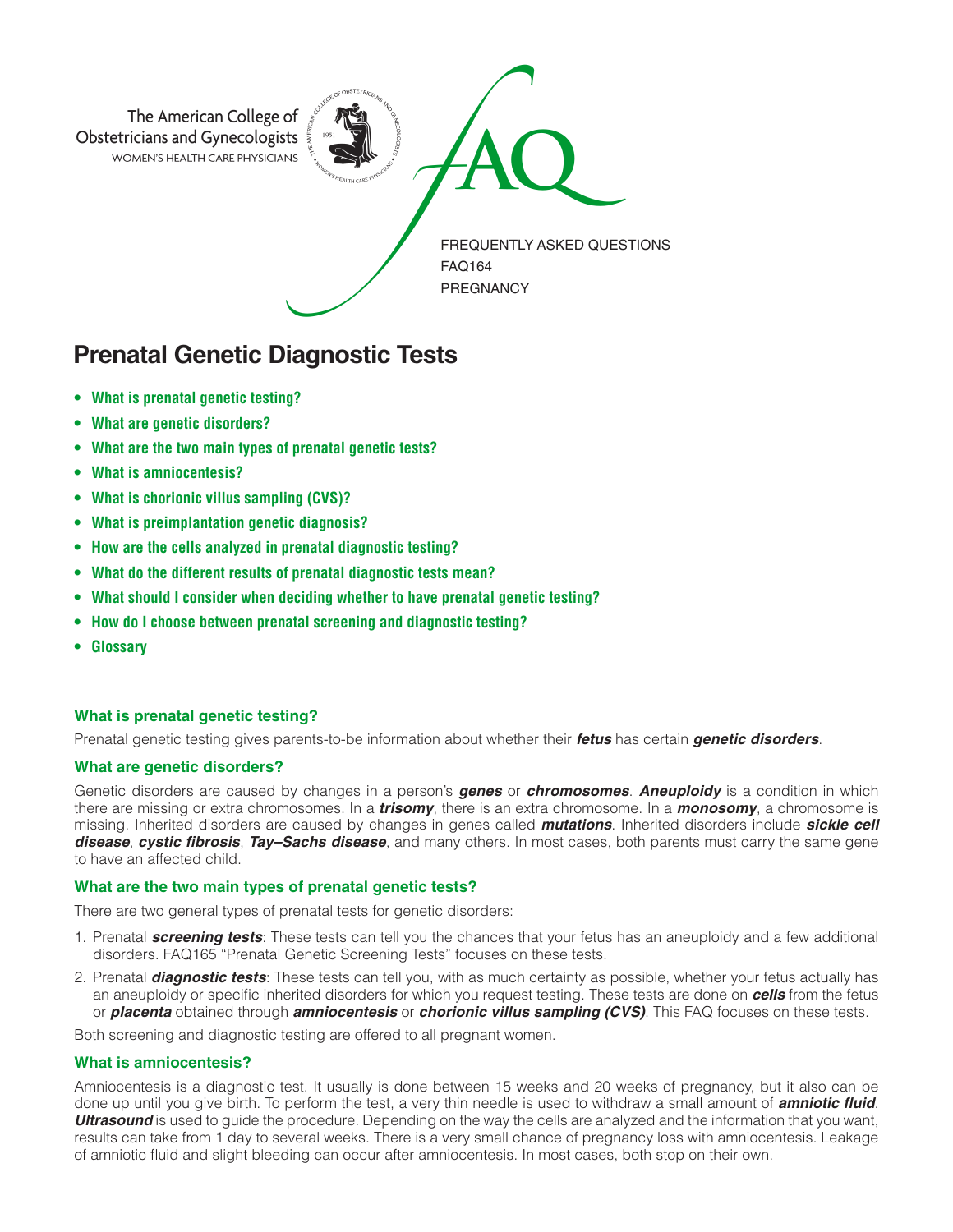The American College of Obstetricians and Gynecologists
WOMEN'S HEALTH CARE PHYSICIANS

FAQ

FREQUENTLY ASKED QUESTIONS
FAQ164
PREGNANCY

# Prenatal Genetic Diagnostic Tests

- **What is prenatal genetic testing?**
- **What are genetic disorders?**
- **What are the two main types of prenatal genetic tests?**
- **What is amniocentesis?**
- **What is chorionic villus sampling (CVS)?**
- **What is preimplantation genetic diagnosis?**
- **How are the cells analyzed in prenatal diagnostic testing?**
- **What do the different results of prenatal diagnostic tests mean?**
- **What should I consider when deciding whether to have prenatal genetic testing?**
- **How do I choose between prenatal screening and diagnostic testing?**
- **Glossary**

### What is prenatal genetic testing?

Prenatal genetic testing gives parents-to-be information about whether their ***fetus*** has certain ***genetic disorders***.

### What are genetic disorders?

Genetic disorders are caused by changes in a person's ***genes*** or ***chromosomes***. ***Aneuploidy*** is a condition in which there are missing or extra chromosomes. In a ***trisomy***, there is an extra chromosome. In a ***monosomy***, a chromosome is missing. Inherited disorders are caused by changes in genes called ***mutations***. Inherited disorders include ***sickle cell disease***, ***cystic fibrosis***, ***Tay–Sachs disease***, and many others. In most cases, both parents must carry the same gene to have an affected child.

### What are the two main types of prenatal genetic tests?

There are two general types of prenatal tests for genetic disorders:

1. Prenatal ***screening tests***: These tests can tell you the chances that your fetus has an aneuploidy and a few additional disorders. FAQ165 "Prenatal Genetic Screening Tests" focuses on these tests.
2. Prenatal ***diagnostic tests***: These tests can tell you, with as much certainty as possible, whether your fetus actually has an aneuploidy or specific inherited disorders for which you request testing. These tests are done on ***cells*** from the fetus or ***placenta*** obtained through ***amniocentesis*** or ***chorionic villus sampling (CVS)***. This FAQ focuses on these tests.

Both screening and diagnostic testing are offered to all pregnant women.

### What is amniocentesis?

Amniocentesis is a diagnostic test. It usually is done between 15 weeks and 20 weeks of pregnancy, but it also can be done up until you give birth. To perform the test, a very thin needle is used to withdraw a small amount of ***amniotic fluid***. ***Ultrasound*** is used to guide the procedure. Depending on the way the cells are analyzed and the information that you want, results can take from 1 day to several weeks. There is a very small chance of pregnancy loss with amniocentesis. Leakage of amniotic fluid and slight bleeding can occur after amniocentesis. In most cases, both stop on their own.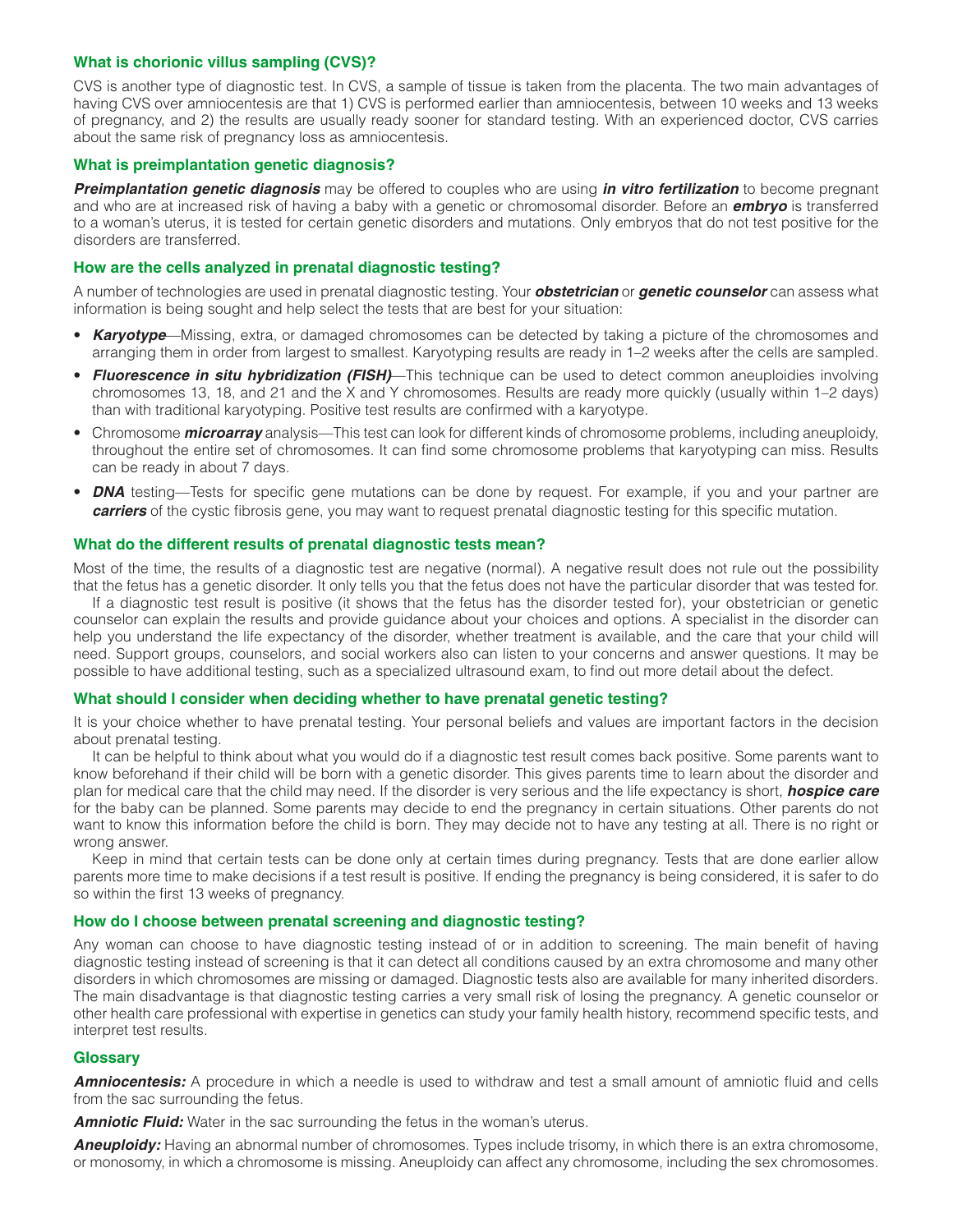### What is chorionic villus sampling (CVS)?

CVS is another type of diagnostic test. In CVS, a sample of tissue is taken from the placenta. The two main advantages of having CVS over amniocentesis are that 1) CVS is performed earlier than amniocentesis, between 10 weeks and 13 weeks of pregnancy, and 2) the results are usually ready sooner for standard testing. With an experienced doctor, CVS carries about the same risk of pregnancy loss as amniocentesis.

### What is preimplantation genetic diagnosis?

***Preimplantation genetic diagnosis*** may be offered to couples who are using ***in vitro fertilization*** to become pregnant and who are at increased risk of having a baby with a genetic or chromosomal disorder. Before an ***embryo*** is transferred to a woman's uterus, it is tested for certain genetic disorders and mutations. Only embryos that do not test positive for the disorders are transferred.

### How are the cells analyzed in prenatal diagnostic testing?

A number of technologies are used in prenatal diagnostic testing. Your ***obstetrician*** or ***genetic counselor*** can assess what information is being sought and help select the tests that are best for your situation:

- ***Karyotype***—Missing, extra, or damaged chromosomes can be detected by taking a picture of the chromosomes and arranging them in order from largest to smallest. Karyotyping results are ready in 1–2 weeks after the cells are sampled.
- ***Fluorescence in situ hybridization (FISH)***—This technique can be used to detect common aneuploidies involving chromosomes 13, 18, and 21 and the X and Y chromosomes. Results are ready more quickly (usually within 1–2 days) than with traditional karyotyping. Positive test results are confirmed with a karyotype.
- Chromosome ***microarray*** analysis—This test can look for different kinds of chromosome problems, including aneuploidy, throughout the entire set of chromosomes. It can find some chromosome problems that karyotyping can miss. Results can be ready in about 7 days.
- ***DNA*** testing—Tests for specific gene mutations can be done by request. For example, if you and your partner are ***carriers*** of the cystic fibrosis gene, you may want to request prenatal diagnostic testing for this specific mutation.

### What do the different results of prenatal diagnostic tests mean?

Most of the time, the results of a diagnostic test are negative (normal). A negative result does not rule out the possibility that the fetus has a genetic disorder. It only tells you that the fetus does not have the particular disorder that was tested for.

If a diagnostic test result is positive (it shows that the fetus has the disorder tested for), your obstetrician or genetic counselor can explain the results and provide guidance about your choices and options. A specialist in the disorder can help you understand the life expectancy of the disorder, whether treatment is available, and the care that your child will need. Support groups, counselors, and social workers also can listen to your concerns and answer questions. It may be possible to have additional testing, such as a specialized ultrasound exam, to find out more detail about the defect.

### What should I consider when deciding whether to have prenatal genetic testing?

It is your choice whether to have prenatal testing. Your personal beliefs and values are important factors in the decision about prenatal testing.

It can be helpful to think about what you would do if a diagnostic test result comes back positive. Some parents want to know beforehand if their child will be born with a genetic disorder. This gives parents time to learn about the disorder and plan for medical care that the child may need. If the disorder is very serious and the life expectancy is short, ***hospice care*** for the baby can be planned. Some parents may decide to end the pregnancy in certain situations. Other parents do not want to know this information before the child is born. They may decide not to have any testing at all. There is no right or wrong answer.

Keep in mind that certain tests can be done only at certain times during pregnancy. Tests that are done earlier allow parents more time to make decisions if a test result is positive. If ending the pregnancy is being considered, it is safer to do so within the first 13 weeks of pregnancy.

### How do I choose between prenatal screening and diagnostic testing?

Any woman can choose to have diagnostic testing instead of or in addition to screening. The main benefit of having diagnostic testing instead of screening is that it can detect all conditions caused by an extra chromosome and many other disorders in which chromosomes are missing or damaged. Diagnostic tests also are available for many inherited disorders. The main disadvantage is that diagnostic testing carries a very small risk of losing the pregnancy. A genetic counselor or other health care professional with expertise in genetics can study your family health history, recommend specific tests, and interpret test results.

### Glossary

***Amniocentesis:*** A procedure in which a needle is used to withdraw and test a small amount of amniotic fluid and cells from the sac surrounding the fetus.

***Amniotic Fluid:*** Water in the sac surrounding the fetus in the woman's uterus.

***Aneuploidy:*** Having an abnormal number of chromosomes. Types include trisomy, in which there is an extra chromosome, or monosomy, in which a chromosome is missing. Aneuploidy can affect any chromosome, including the sex chromosomes.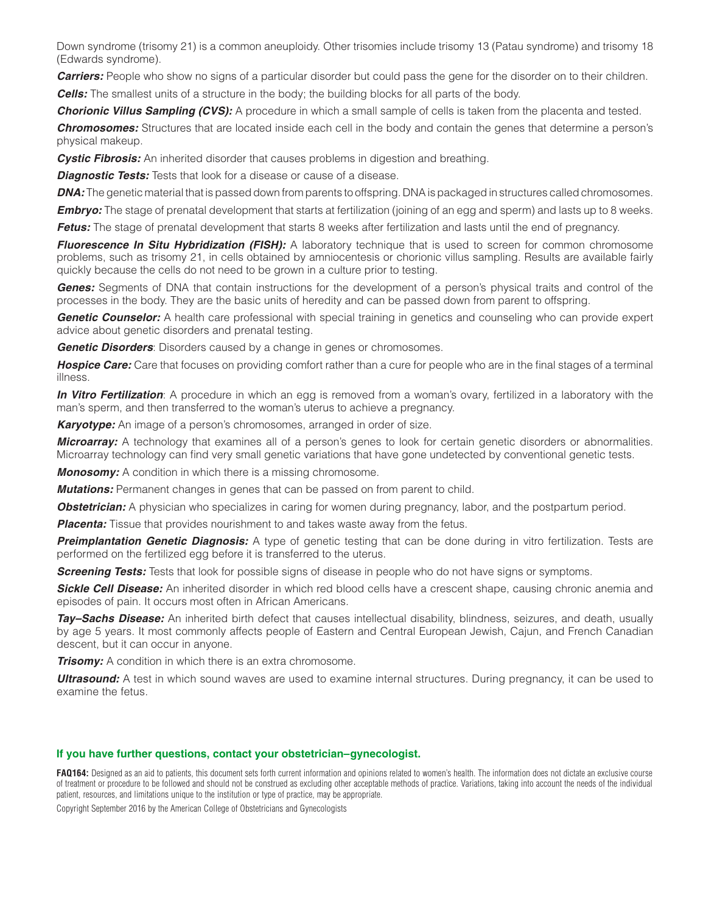Down syndrome (trisomy 21) is a common aneuploidy. Other trisomies include trisomy 13 (Patau syndrome) and trisomy 18 (Edwards syndrome).

***Carriers:*** People who show no signs of a particular disorder but could pass the gene for the disorder on to their children.

***Cells:*** The smallest units of a structure in the body; the building blocks for all parts of the body.

***Chorionic Villus Sampling (CVS):*** A procedure in which a small sample of cells is taken from the placenta and tested.

***Chromosomes:*** Structures that are located inside each cell in the body and contain the genes that determine a person's physical makeup.

***Cystic Fibrosis:*** An inherited disorder that causes problems in digestion and breathing.

***Diagnostic Tests:*** Tests that look for a disease or cause of a disease.

***DNA:*** The genetic material that is passed down from parents to offspring. DNA is packaged in structures called chromosomes.

***Embryo:*** The stage of prenatal development that starts at fertilization (joining of an egg and sperm) and lasts up to 8 weeks.

***Fetus:*** The stage of prenatal development that starts 8 weeks after fertilization and lasts until the end of pregnancy.

***Fluorescence In Situ Hybridization (FISH):*** A laboratory technique that is used to screen for common chromosome problems, such as trisomy 21, in cells obtained by amniocentesis or chorionic villus sampling. Results are available fairly quickly because the cells do not need to be grown in a culture prior to testing.

***Genes:*** Segments of DNA that contain instructions for the development of a person's physical traits and control of the processes in the body. They are the basic units of heredity and can be passed down from parent to offspring.

***Genetic Counselor:*** A health care professional with special training in genetics and counseling who can provide expert advice about genetic disorders and prenatal testing.

***Genetic Disorders***: Disorders caused by a change in genes or chromosomes.

***Hospice Care:*** Care that focuses on providing comfort rather than a cure for people who are in the final stages of a terminal illness.

***In Vitro Fertilization***: A procedure in which an egg is removed from a woman's ovary, fertilized in a laboratory with the man's sperm, and then transferred to the woman's uterus to achieve a pregnancy.

***Karyotype:*** An image of a person's chromosomes, arranged in order of size.

***Microarray:*** A technology that examines all of a person's genes to look for certain genetic disorders or abnormalities. Microarray technology can find very small genetic variations that have gone undetected by conventional genetic tests.

***Monosomy:*** A condition in which there is a missing chromosome.

***Mutations:*** Permanent changes in genes that can be passed on from parent to child.

***Obstetrician:*** A physician who specializes in caring for women during pregnancy, labor, and the postpartum period.

***Placenta:*** Tissue that provides nourishment to and takes waste away from the fetus.

***Preimplantation Genetic Diagnosis:*** A type of genetic testing that can be done during in vitro fertilization. Tests are performed on the fertilized egg before it is transferred to the uterus.

***Screening Tests:*** Tests that look for possible signs of disease in people who do not have signs or symptoms.

***Sickle Cell Disease:*** An inherited disorder in which red blood cells have a crescent shape, causing chronic anemia and episodes of pain. It occurs most often in African Americans.

***Tay–Sachs Disease:*** An inherited birth defect that causes intellectual disability, blindness, seizures, and death, usually by age 5 years. It most commonly affects people of Eastern and Central European Jewish, Cajun, and French Canadian descent, but it can occur in anyone.

***Trisomy:*** A condition in which there is an extra chromosome.

***Ultrasound:*** A test in which sound waves are used to examine internal structures. During pregnancy, it can be used to examine the fetus.

**If you have further questions, contact your obstetrician–gynecologist.**

**FAQ164:** Designed as an aid to patients, this document sets forth current information and opinions related to women's health. The information does not dictate an exclusive course of treatment or procedure to be followed and should not be construed as excluding other acceptable methods of practice. Variations, taking into account the needs of the individual patient, resources, and limitations unique to the institution or type of practice, may be appropriate.

Copyright September 2016 by the American College of Obstetricians and Gynecologists